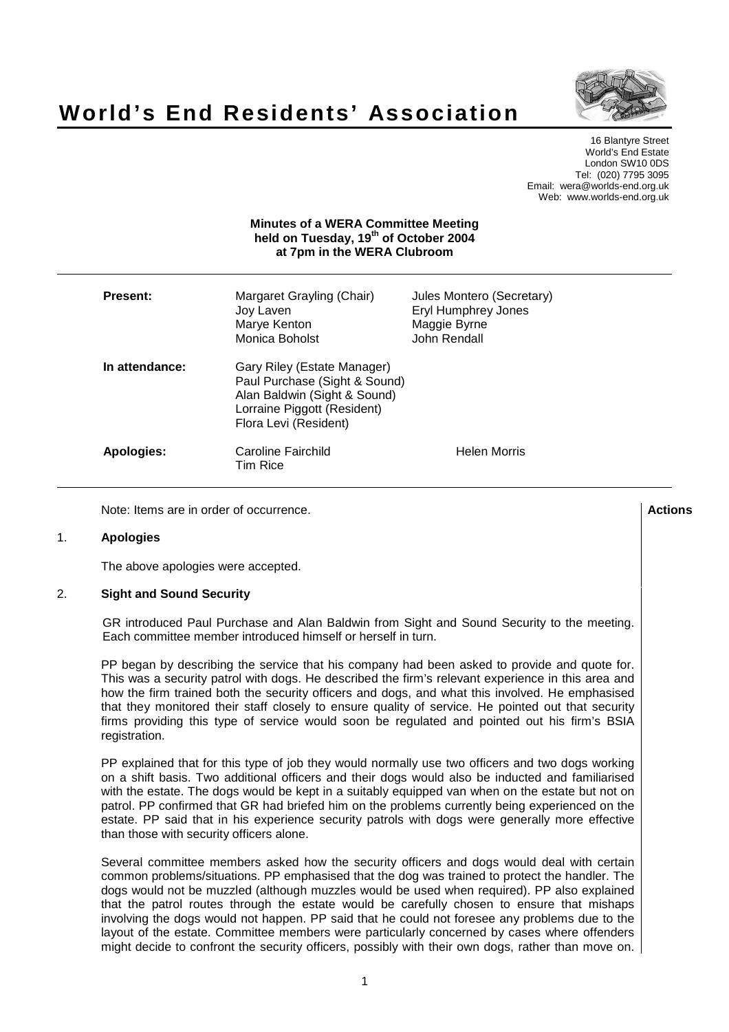# World's End Residents' Association

16 Blantyre Street
World's End Estate
London SW10 0DS
Tel: (020) 7795 3095
Email: wera@worlds-end.org.uk
Web: www.worlds-end.org.uk

**Minutes of a WERA Committee Meeting held on Tuesday, 19th of October 2004 at 7pm in the WERA Clubroom**

| | | |
|---|---|---|
| **Present:** | Margaret Grayling (Chair) | Jules Montero (Secretary) |
| | Joy Laven | Eryl Humphrey Jones |
| | Marye Kenton | Maggie Byrne |
| | Monica Boholst | John Rendall |
| **In attendance:** | Gary Riley (Estate Manager) | |
| | Paul Purchase (Sight & Sound) | |
| | Alan Baldwin (Sight & Sound) | |
| | Lorraine Piggott (Resident) | |
| | Flora Levi (Resident) | |
| **Apologies:** | Caroline Fairchild | Helen Morris |
| | Tim Rice | |

Note: Items are in order of occurrence. **Actions**

1. **Apologies**

The above apologies were accepted.

2. **Sight and Sound Security**

GR introduced Paul Purchase and Alan Baldwin from Sight and Sound Security to the meeting. Each committee member introduced himself or herself in turn.

PP began by describing the service that his company had been asked to provide and quote for. This was a security patrol with dogs. He described the firm's relevant experience in this area and how the firm trained both the security officers and dogs, and what this involved. He emphasised that they monitored their staff closely to ensure quality of service. He pointed out that security firms providing this type of service would soon be regulated and pointed out his firm's BSIA registration.

PP explained that for this type of job they would normally use two officers and two dogs working on a shift basis. Two additional officers and their dogs would also be inducted and familiarised with the estate. The dogs would be kept in a suitably equipped van when on the estate but not on patrol. PP confirmed that GR had briefed him on the problems currently being experienced on the estate. PP said that in his experience security patrols with dogs were generally more effective than those with security officers alone.

Several committee members asked how the security officers and dogs would deal with certain common problems/situations. PP emphasised that the dog was trained to protect the handler. The dogs would not be muzzled (although muzzles would be used when required). PP also explained that the patrol routes through the estate would be carefully chosen to ensure that mishaps involving the dogs would not happen. PP said that he could not foresee any problems due to the layout of the estate. Committee members were particularly concerned by cases where offenders might decide to confront the security officers, possibly with their own dogs, rather than move on.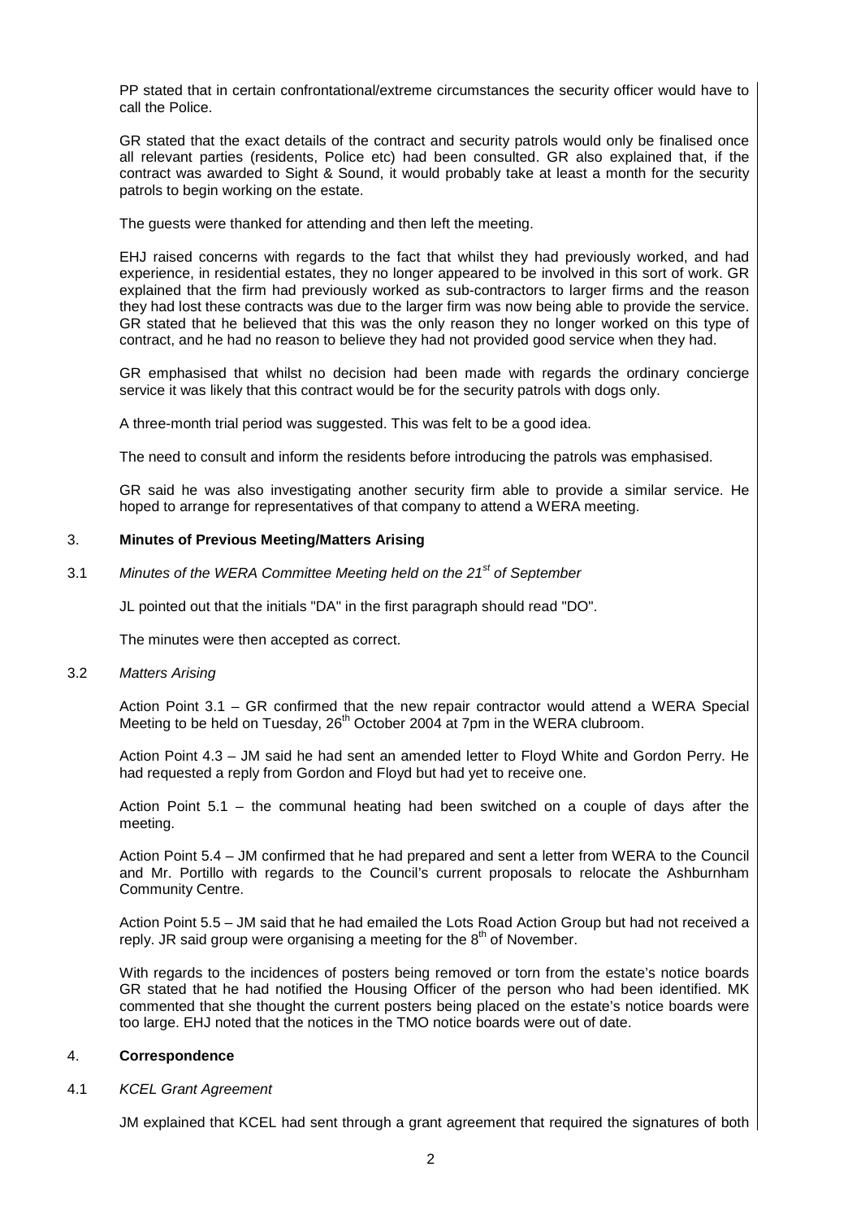PP stated that in certain confrontational/extreme circumstances the security officer would have to call the Police.

GR stated that the exact details of the contract and security patrols would only be finalised once all relevant parties (residents, Police etc) had been consulted. GR also explained that, if the contract was awarded to Sight & Sound, it would probably take at least a month for the security patrols to begin working on the estate.

The guests were thanked for attending and then left the meeting.

EHJ raised concerns with regards to the fact that whilst they had previously worked, and had experience, in residential estates, they no longer appeared to be involved in this sort of work. GR explained that the firm had previously worked as sub-contractors to larger firms and the reason they had lost these contracts was due to the larger firm was now being able to provide the service. GR stated that he believed that this was the only reason they no longer worked on this type of contract, and he had no reason to believe they had not provided good service when they had.

GR emphasised that whilst no decision had been made with regards the ordinary concierge service it was likely that this contract would be for the security patrols with dogs only.

A three-month trial period was suggested. This was felt to be a good idea.

The need to consult and inform the residents before introducing the patrols was emphasised.

GR said he was also investigating another security firm able to provide a similar service. He hoped to arrange for representatives of that company to attend a WERA meeting.

## 3. Minutes of Previous Meeting/Matters Arising

### 3.1 *Minutes of the WERA Committee Meeting held on the 21st of September*

JL pointed out that the initials "DA" in the first paragraph should read "DO".

The minutes were then accepted as correct.

### 3.2 *Matters Arising*

Action Point 3.1 – GR confirmed that the new repair contractor would attend a WERA Special Meeting to be held on Tuesday, 26th October 2004 at 7pm in the WERA clubroom.

Action Point 4.3 – JM said he had sent an amended letter to Floyd White and Gordon Perry. He had requested a reply from Gordon and Floyd but had yet to receive one.

Action Point 5.1 – the communal heating had been switched on a couple of days after the meeting.

Action Point 5.4 – JM confirmed that he had prepared and sent a letter from WERA to the Council and Mr. Portillo with regards to the Council's current proposals to relocate the Ashburnham Community Centre.

Action Point 5.5 – JM said that he had emailed the Lots Road Action Group but had not received a reply. JR said group were organising a meeting for the 8th of November.

With regards to the incidences of posters being removed or torn from the estate's notice boards GR stated that he had notified the Housing Officer of the person who had been identified. MK commented that she thought the current posters being placed on the estate's notice boards were too large. EHJ noted that the notices in the TMO notice boards were out of date.

## 4. Correspondence

### 4.1 *KCEL Grant Agreement*

JM explained that KCEL had sent through a grant agreement that required the signatures of both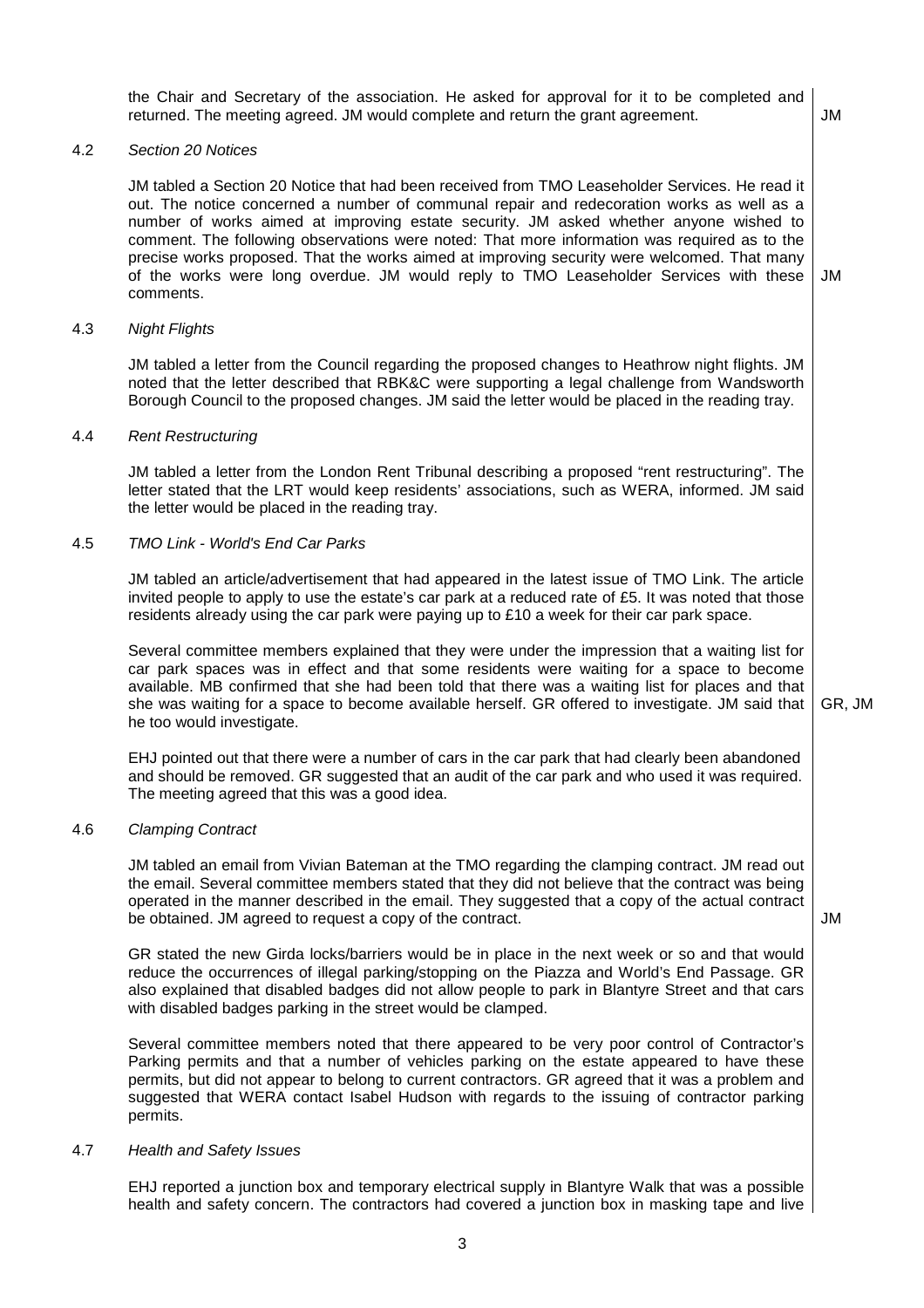the Chair and Secretary of the association. He asked for approval for it to be completed and returned. The meeting agreed. JM would complete and return the grant agreement. **JM**

### 4.2 *Section 20 Notices*

JM tabled a Section 20 Notice that had been received from TMO Leaseholder Services. He read it out. The notice concerned a number of communal repair and redecoration works as well as a number of works aimed at improving estate security. JM asked whether anyone wished to comment. The following observations were noted: That more information was required as to the precise works proposed. That the works aimed at improving security were welcomed. That many of the works were long overdue. JM would reply to TMO Leaseholder Services with these comments. **JM**

### 4.3 *Night Flights*

JM tabled a letter from the Council regarding the proposed changes to Heathrow night flights. JM noted that the letter described that RBK&C were supporting a legal challenge from Wandsworth Borough Council to the proposed changes. JM said the letter would be placed in the reading tray.

### 4.4 *Rent Restructuring*

JM tabled a letter from the London Rent Tribunal describing a proposed "rent restructuring". The letter stated that the LRT would keep residents' associations, such as WERA, informed. JM said the letter would be placed in the reading tray.

### 4.5 *TMO Link - World's End Car Parks*

JM tabled an article/advertisement that had appeared in the latest issue of TMO Link. The article invited people to apply to use the estate's car park at a reduced rate of £5. It was noted that those residents already using the car park were paying up to £10 a week for their car park space.

Several committee members explained that they were under the impression that a waiting list for car park spaces was in effect and that some residents were waiting for a space to become available. MB confirmed that she had been told that there was a waiting list for places and that she was waiting for a space to become available herself. GR offered to investigate. JM said that he too would investigate. **GR, JM**

EHJ pointed out that there were a number of cars in the car park that had clearly been abandoned and should be removed. GR suggested that an audit of the car park and who used it was required. The meeting agreed that this was a good idea.

### 4.6 *Clamping Contract*

JM tabled an email from Vivian Bateman at the TMO regarding the clamping contract. JM read out the email. Several committee members stated that they did not believe that the contract was being operated in the manner described in the email. They suggested that a copy of the actual contract be obtained. JM agreed to request a copy of the contract. **JM**

GR stated the new Girda locks/barriers would be in place in the next week or so and that would reduce the occurrences of illegal parking/stopping on the Piazza and World's End Passage. GR also explained that disabled badges did not allow people to park in Blantyre Street and that cars with disabled badges parking in the street would be clamped.

Several committee members noted that there appeared to be very poor control of Contractor's Parking permits and that a number of vehicles parking on the estate appeared to have these permits, but did not appear to belong to current contractors. GR agreed that it was a problem and suggested that WERA contact Isabel Hudson with regards to the issuing of contractor parking permits.

### 4.7 *Health and Safety Issues*

EHJ reported a junction box and temporary electrical supply in Blantyre Walk that was a possible health and safety concern. The contractors had covered a junction box in masking tape and live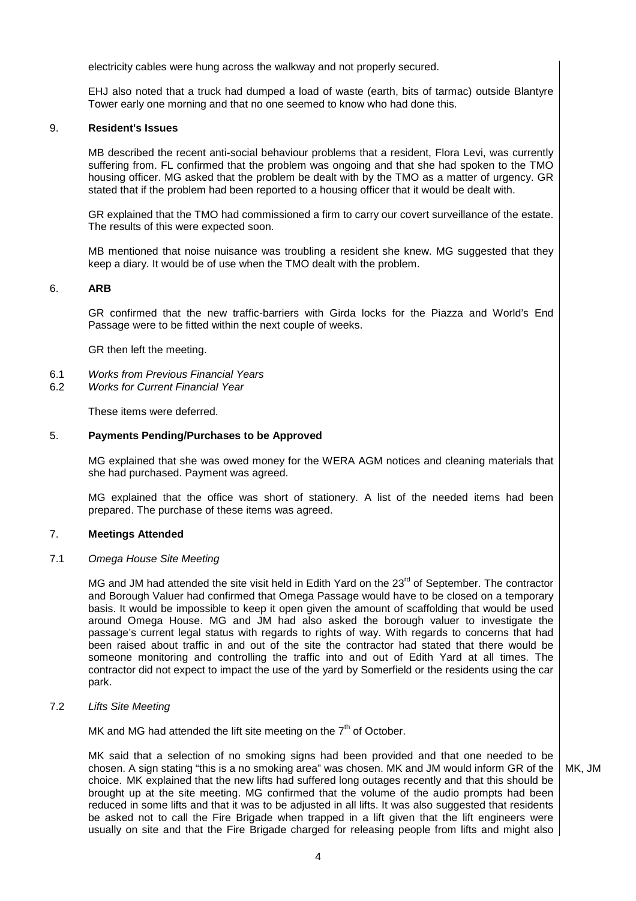electricity cables were hung across the walkway and not properly secured.

EHJ also noted that a truck had dumped a load of waste (earth, bits of tarmac) outside Blantyre Tower early one morning and that no one seemed to know who had done this.

## 9. **Resident's Issues**

MB described the recent anti-social behaviour problems that a resident, Flora Levi, was currently suffering from. FL confirmed that the problem was ongoing and that she had spoken to the TMO housing officer. MG asked that the problem be dealt with by the TMO as a matter of urgency. GR stated that if the problem had been reported to a housing officer that it would be dealt with.

GR explained that the TMO had commissioned a firm to carry our covert surveillance of the estate. The results of this were expected soon.

MB mentioned that noise nuisance was troubling a resident she knew. MG suggested that they keep a diary. It would be of use when the TMO dealt with the problem.

## 6. **ARB**

GR confirmed that the new traffic-barriers with Girda locks for the Piazza and World's End Passage were to be fitted within the next couple of weeks.

GR then left the meeting.

6.1 *Works from Previous Financial Years*
6.2 *Works for Current Financial Year*

These items were deferred.

## 5. **Payments Pending/Purchases to be Approved**

MG explained that she was owed money for the WERA AGM notices and cleaning materials that she had purchased. Payment was agreed.

MG explained that the office was short of stationery. A list of the needed items had been prepared. The purchase of these items was agreed.

## 7. **Meetings Attended**

### 7.1 *Omega House Site Meeting*

MG and JM had attended the site visit held in Edith Yard on the 23rd of September. The contractor and Borough Valuer had confirmed that Omega Passage would have to be closed on a temporary basis. It would be impossible to keep it open given the amount of scaffolding that would be used around Omega House. MG and JM had also asked the borough valuer to investigate the passage's current legal status with regards to rights of way. With regards to concerns that had been raised about traffic in and out of the site the contractor had stated that there would be someone monitoring and controlling the traffic into and out of Edith Yard at all times. The contractor did not expect to impact the use of the yard by Somerfield or the residents using the car park.

### 7.2 *Lifts Site Meeting*

MK and MG had attended the lift site meeting on the 7th of October.

MK said that a selection of no smoking signs had been provided and that one needed to be chosen. A sign stating "this is a no smoking area" was chosen. MK and JM would inform GR of the choice. MK explained that the new lifts had suffered long outages recently and that this should be brought up at the site meeting. MG confirmed that the volume of the audio prompts had been reduced in some lifts and that it was to be adjusted in all lifts. It was also suggested that residents be asked not to call the Fire Brigade when trapped in a lift given that the lift engineers were usually on site and that the Fire Brigade charged for releasing people from lifts and might also

MK, JM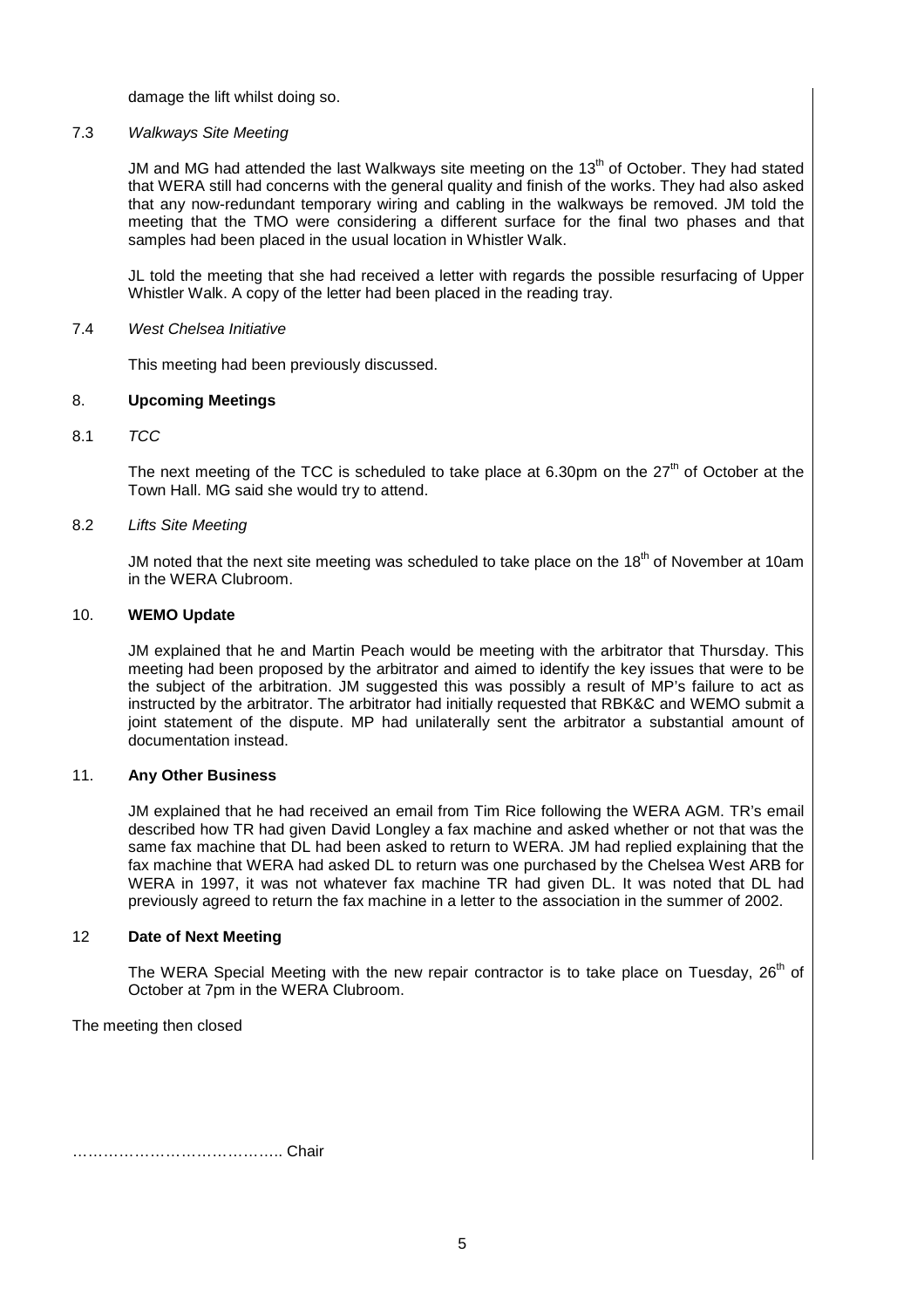damage the lift whilst doing so.

7.3 *Walkways Site Meeting*

JM and MG had attended the last Walkways site meeting on the 13th of October. They had stated that WERA still had concerns with the general quality and finish of the works. They had also asked that any now-redundant temporary wiring and cabling in the walkways be removed. JM told the meeting that the TMO were considering a different surface for the final two phases and that samples had been placed in the usual location in Whistler Walk.

JL told the meeting that she had received a letter with regards the possible resurfacing of Upper Whistler Walk. A copy of the letter had been placed in the reading tray.

7.4 *West Chelsea Initiative*

This meeting had been previously discussed.

8. **Upcoming Meetings**

8.1 *TCC*

The next meeting of the TCC is scheduled to take place at 6.30pm on the 27th of October at the Town Hall. MG said she would try to attend.

8.2 *Lifts Site Meeting*

JM noted that the next site meeting was scheduled to take place on the 18th of November at 10am in the WERA Clubroom.

10. **WEMO Update**

JM explained that he and Martin Peach would be meeting with the arbitrator that Thursday. This meeting had been proposed by the arbitrator and aimed to identify the key issues that were to be the subject of the arbitration. JM suggested this was possibly a result of MP's failure to act as instructed by the arbitrator. The arbitrator had initially requested that RBK&C and WEMO submit a joint statement of the dispute. MP had unilaterally sent the arbitrator a substantial amount of documentation instead.

11. **Any Other Business**

JM explained that he had received an email from Tim Rice following the WERA AGM. TR's email described how TR had given David Longley a fax machine and asked whether or not that was the same fax machine that DL had been asked to return to WERA. JM had replied explaining that the fax machine that WERA had asked DL to return was one purchased by the Chelsea West ARB for WERA in 1997, it was not whatever fax machine TR had given DL. It was noted that DL had previously agreed to return the fax machine in a letter to the association in the summer of 2002.

12 **Date of Next Meeting**

The WERA Special Meeting with the new repair contractor is to take place on Tuesday, 26th of October at 7pm in the WERA Clubroom.

The meeting then closed

………………………………….. Chair